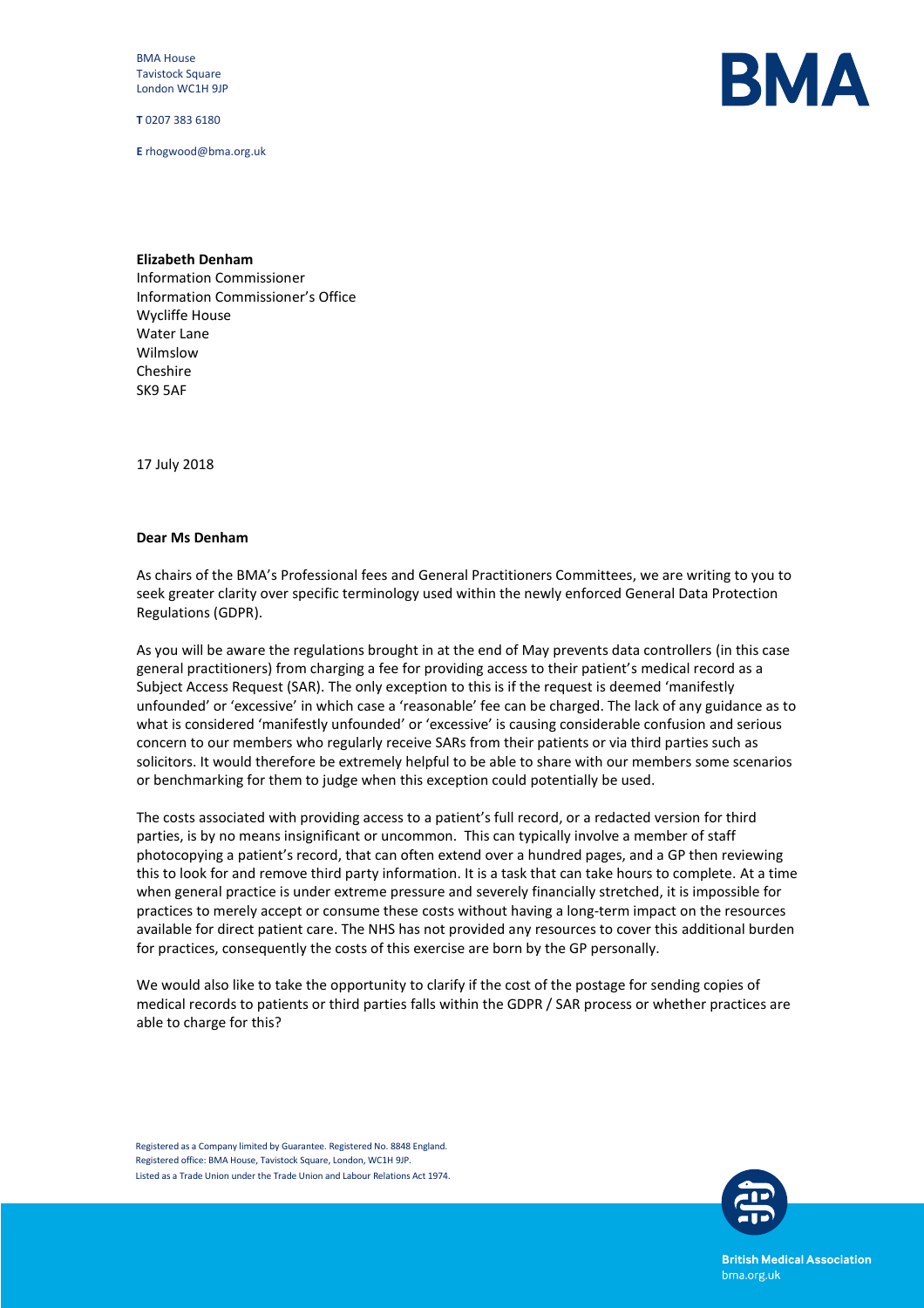BMA House
Tavistock Square
London WC1H 9JP

**T** 0207 383 6180

**E** rhogwood@bma.org.uk

**Elizabeth Denham**
Information Commissioner
Information Commissioner's Office
Wycliffe House
Water Lane
Wilmslow
Cheshire
SK9 5AF

17 July 2018

**Dear Ms Denham**

As chairs of the BMA's Professional fees and General Practitioners Committees, we are writing to you to seek greater clarity over specific terminology used within the newly enforced General Data Protection Regulations (GDPR).

As you will be aware the regulations brought in at the end of May prevents data controllers (in this case general practitioners) from charging a fee for providing access to their patient's medical record as a Subject Access Request (SAR). The only exception to this is if the request is deemed 'manifestly unfounded' or 'excessive' in which case a 'reasonable' fee can be charged. The lack of any guidance as to what is considered 'manifestly unfounded' or 'excessive' is causing considerable confusion and serious concern to our members who regularly receive SARs from their patients or via third parties such as solicitors. It would therefore be extremely helpful to be able to share with our members some scenarios or benchmarking for them to judge when this exception could potentially be used.

The costs associated with providing access to a patient's full record, or a redacted version for third parties, is by no means insignificant or uncommon. This can typically involve a member of staff photocopying a patient's record, that can often extend over a hundred pages, and a GP then reviewing this to look for and remove third party information. It is a task that can take hours to complete. At a time when general practice is under extreme pressure and severely financially stretched, it is impossible for practices to merely accept or consume these costs without having a long-term impact on the resources available for direct patient care. The NHS has not provided any resources to cover this additional burden for practices, consequently the costs of this exercise are born by the GP personally.

We would also like to take the opportunity to clarify if the cost of the postage for sending copies of medical records to patients or third parties falls within the GDPR / SAR process or whether practices are able to charge for this?

Registered as a Company limited by Guarantee. Registered No. 8848 England.
Registered office: BMA House, Tavistock Square, London, WC1H 9JP.
Listed as a Trade Union under the Trade Union and Labour Relations Act 1974.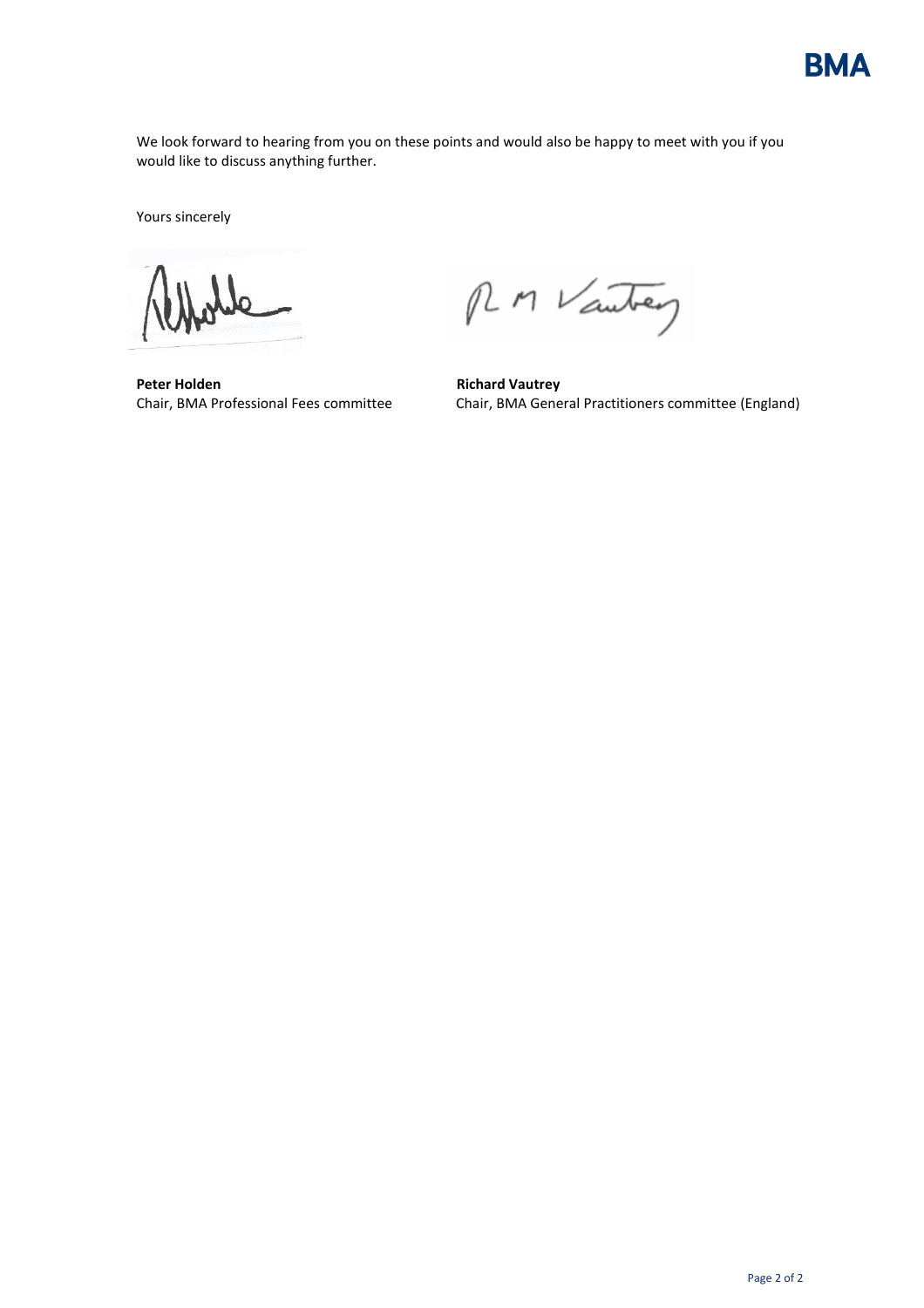We look forward to hearing from you on these points and would also be happy to meet with you if you would like to discuss anything further.

Yours sincerely

**Peter Holden**
Chair, BMA Professional Fees committee

**Richard Vautrey**
Chair, BMA General Practitioners committee (England)